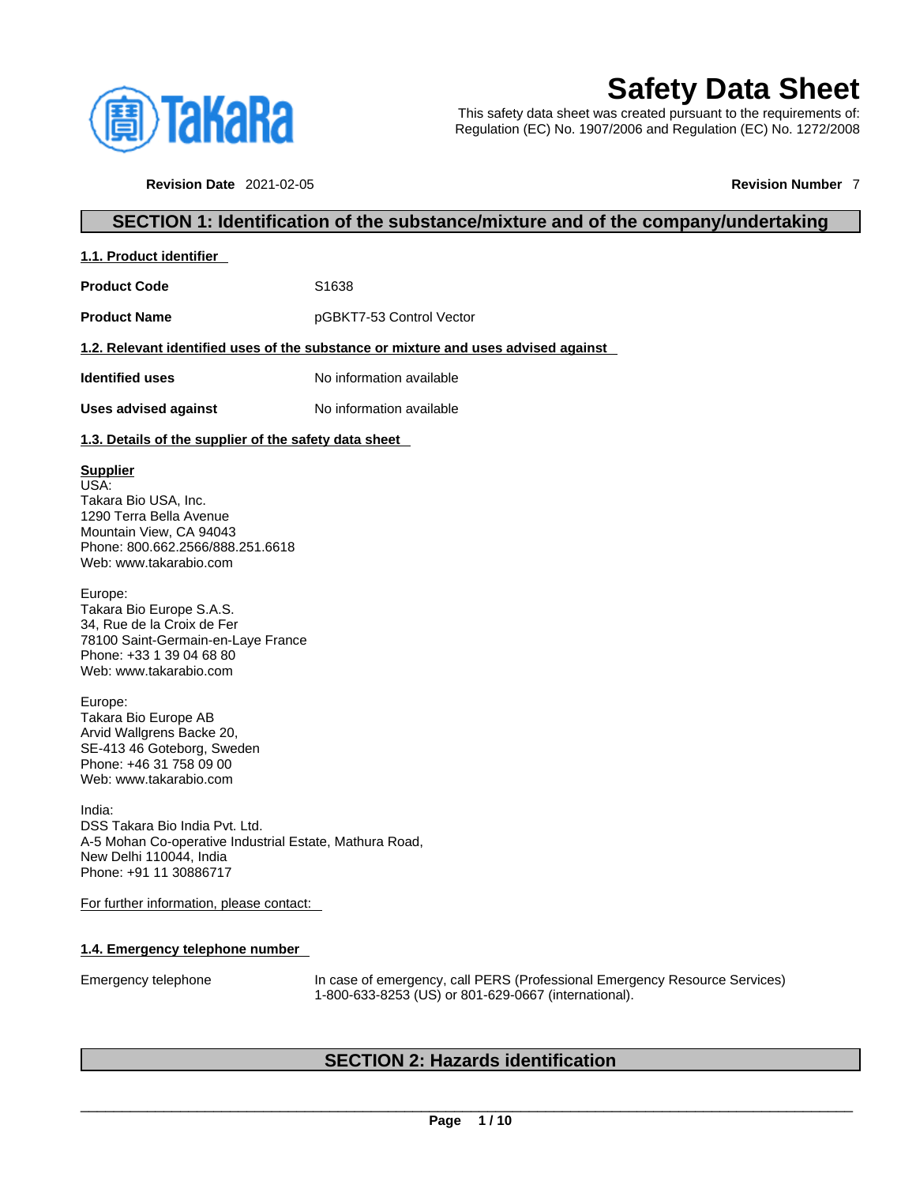# Safety Data Sheet

This safety data sheet was created pursuant to the requirements of:
Regulation (EC) No. 1907/2006 and Regulation (EC) No. 1272/2008

**Revision Date** 2021-02-05 **Revision Number** 7

## SECTION 1: Identification of the substance/mixture and of the company/undertaking

### 1.1. Product identifier

| | |
|---|---|
| **Product Code** | S1638 |
| **Product Name** | pGBKT7-53 Control Vector |

### 1.2. Relevant identified uses of the substance or mixture and uses advised against

| | |
|---|---|
| **Identified uses** | No information available |
| **Uses advised against** | No information available |

### 1.3. Details of the supplier of the safety data sheet

**Supplier**
USA:
Takara Bio USA, Inc.
1290 Terra Bella Avenue
Mountain View, CA 94043
Phone: 800.662.2566/888.251.6618
Web: www.takarabio.com

Europe:
Takara Bio Europe S.A.S.
34, Rue de la Croix de Fer
78100 Saint-Germain-en-Laye France
Phone: +33 1 39 04 68 80
Web: www.takarabio.com

Europe:
Takara Bio Europe AB
Arvid Wallgrens Backe 20,
SE-413 46 Goteborg, Sweden
Phone: +46 31 758 09 00
Web: www.takarabio.com

India:
DSS Takara Bio India Pvt. Ltd.
A-5 Mohan Co-operative Industrial Estate, Mathura Road,
New Delhi 110044, India
Phone: +91 11 30886717

For further information, please contact:

### 1.4. Emergency telephone number

| | |
|---|---|
| Emergency telephone | In case of emergency, call PERS (Professional Emergency Resource Services) 1-800-633-8253 (US) or 801-629-0667 (international). |

## SECTION 2: Hazards identification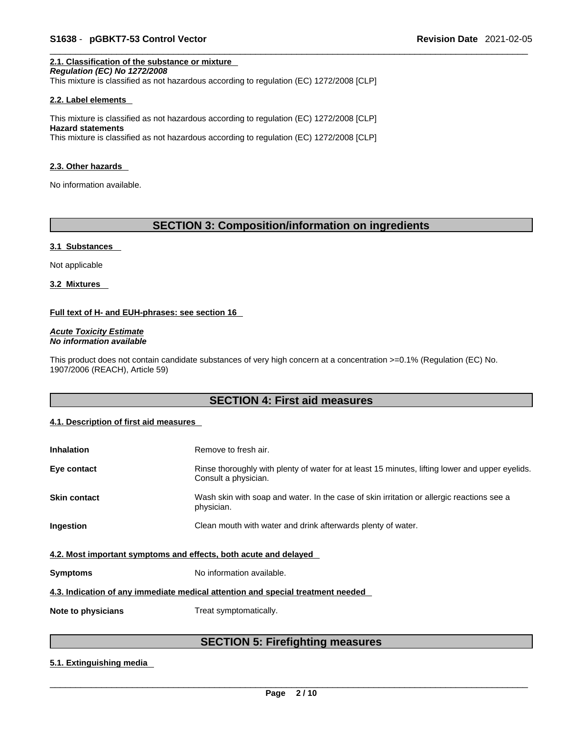### 2.1. Classification of the substance or mixture

***Regulation (EC) No 1272/2008***

This mixture is classified as not hazardous according to regulation (EC) 1272/2008 [CLP]

### 2.2. Label elements

This mixture is classified as not hazardous according to regulation (EC) 1272/2008 [CLP]

**Hazard statements**

This mixture is classified as not hazardous according to regulation (EC) 1272/2008 [CLP]

### 2.3. Other hazards

No information available.

## SECTION 3: Composition/information on ingredients

### 3.1 Substances

Not applicable

### 3.2 Mixtures

**Full text of H- and EUH-phrases: see section 16**

***Acute Toxicity Estimate***

***No information available***

This product does not contain candidate substances of very high concern at a concentration >=0.1% (Regulation (EC) No. 1907/2006 (REACH), Article 59)

## SECTION 4: First aid measures

### 4.1. Description of first aid measures

| | |
|---|---|
| **Inhalation** | Remove to fresh air. |
| **Eye contact** | Rinse thoroughly with plenty of water for at least 15 minutes, lifting lower and upper eyelids. Consult a physician. |
| **Skin contact** | Wash skin with soap and water. In the case of skin irritation or allergic reactions see a physician. |
| **Ingestion** | Clean mouth with water and drink afterwards plenty of water. |

### 4.2. Most important symptoms and effects, both acute and delayed

| | |
|---|---|
| **Symptoms** | No information available. |

### 4.3. Indication of any immediate medical attention and special treatment needed

| | |
|---|---|
| **Note to physicians** | Treat symptomatically. |

## SECTION 5: Firefighting measures

### 5.1. Extinguishing media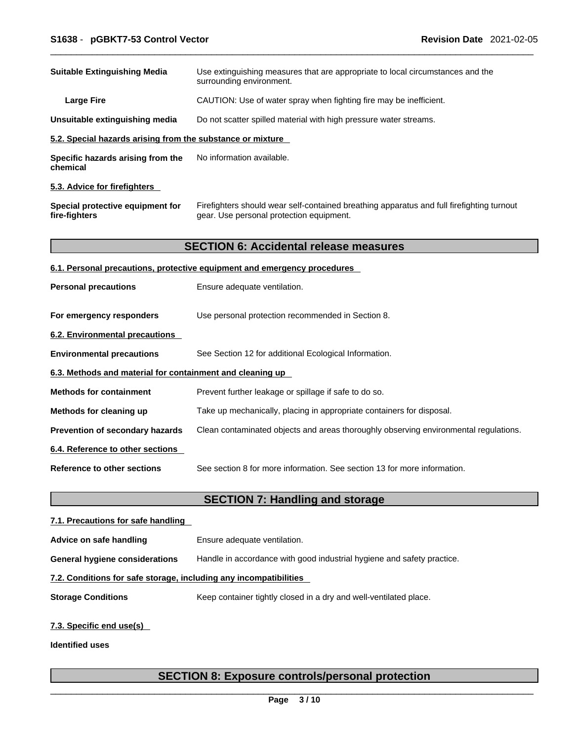| | |
|---|---|
| **Suitable Extinguishing Media** | Use extinguishing measures that are appropriate to local circumstances and the surrounding environment. |
| **Large Fire** | CAUTION: Use of water spray when fighting fire may be inefficient. |
| **Unsuitable extinguishing media** | Do not scatter spilled material with high pressure water streams. |

### 5.2. Special hazards arising from the substance or mixture

| | |
|---|---|
| **Specific hazards arising from the chemical** | No information available. |

### 5.3. Advice for firefighters

| | |
|---|---|
| **Special protective equipment for fire-fighters** | Firefighters should wear self-contained breathing apparatus and full firefighting turnout gear. Use personal protection equipment. |

## SECTION 6: Accidental release measures

### 6.1. Personal precautions, protective equipment and emergency procedures

| | |
|---|---|
| **Personal precautions** | Ensure adequate ventilation. |
| **For emergency responders** | Use personal protection recommended in Section 8. |

### 6.2. Environmental precautions

| | |
|---|---|
| **Environmental precautions** | See Section 12 for additional Ecological Information. |

### 6.3. Methods and material for containment and cleaning up

| | |
|---|---|
| **Methods for containment** | Prevent further leakage or spillage if safe to do so. |
| **Methods for cleaning up** | Take up mechanically, placing in appropriate containers for disposal. |
| **Prevention of secondary hazards** | Clean contaminated objects and areas thoroughly observing environmental regulations. |

### 6.4. Reference to other sections

| | |
|---|---|
| **Reference to other sections** | See section 8 for more information. See section 13 for more information. |

## SECTION 7: Handling and storage

### 7.1. Precautions for safe handling

| | |
|---|---|
| **Advice on safe handling** | Ensure adequate ventilation. |
| **General hygiene considerations** | Handle in accordance with good industrial hygiene and safety practice. |

### 7.2. Conditions for safe storage, including any incompatibilities

| | |
|---|---|
| **Storage Conditions** | Keep container tightly closed in a dry and well-ventilated place. |

### 7.3. Specific end use(s)

**Identified uses**

## SECTION 8: Exposure controls/personal protection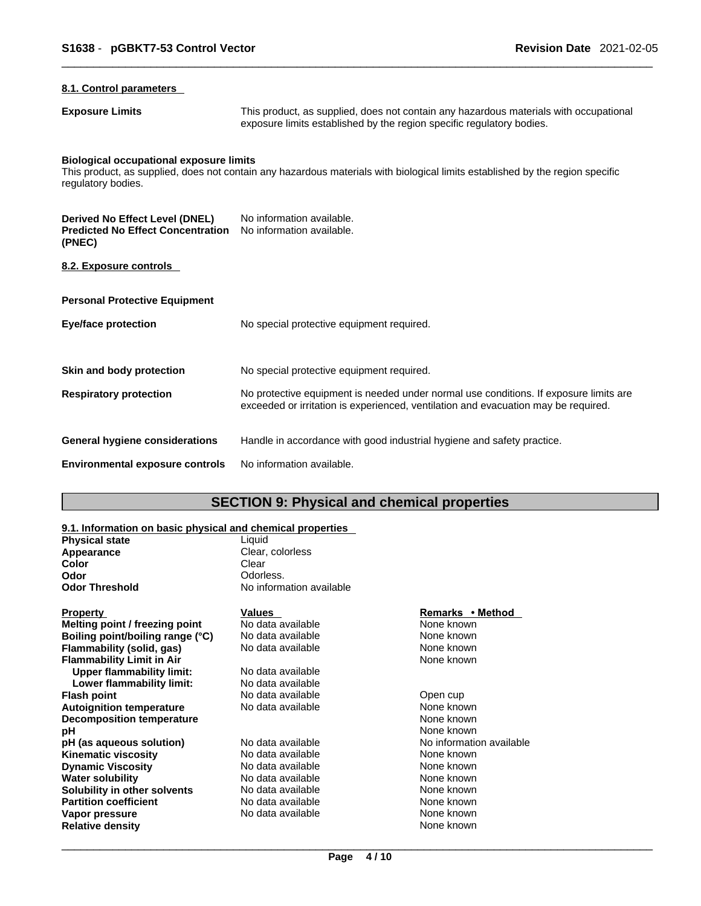#### 8.1. Control parameters

**Exposure Limits** This product, as supplied, does not contain any hazardous materials with occupational exposure limits established by the region specific regulatory bodies.

**Biological occupational exposure limits**
This product, as supplied, does not contain any hazardous materials with biological limits established by the region specific regulatory bodies.

**Derived No Effect Level (DNEL)** No information available.
**Predicted No Effect Concentration (PNEC)** No information available.

#### 8.2. Exposure controls

**Personal Protective Equipment**

**Eye/face protection** No special protective equipment required.

**Skin and body protection** No special protective equipment required.

**Respiratory protection** No protective equipment is needed under normal use conditions. If exposure limits are exceeded or irritation is experienced, ventilation and evacuation may be required.

**General hygiene considerations** Handle in accordance with good industrial hygiene and safety practice.

**Environmental exposure controls** No information available.

## SECTION 9: Physical and chemical properties

#### 9.1. Information on basic physical and chemical properties

**Physical state** Liquid
**Appearance** Clear, colorless
**Color** Clear
**Odor** Odorless.
**Odor Threshold** No information available

| Property | Values | Remarks • Method |
|---|---|---|
| **Melting point / freezing point** | No data available | None known |
| **Boiling point/boiling range (°C)** | No data available | None known |
| **Flammability (solid, gas)** | No data available | None known |
| **Flammability Limit in Air** | | None known |
| **Upper flammability limit:** | No data available | |
| **Lower flammability limit:** | No data available | |
| **Flash point** | No data available | Open cup |
| **Autoignition temperature** | No data available | None known |
| **Decomposition temperature** | | None known |
| **pH** | | None known |
| **pH (as aqueous solution)** | No data available | No information available |
| **Kinematic viscosity** | No data available | None known |
| **Dynamic Viscosity** | No data available | None known |
| **Water solubility** | No data available | None known |
| **Solubility in other solvents** | No data available | None known |
| **Partition coefficient** | No data available | None known |
| **Vapor pressure** | No data available | None known |
| **Relative density** | | None known |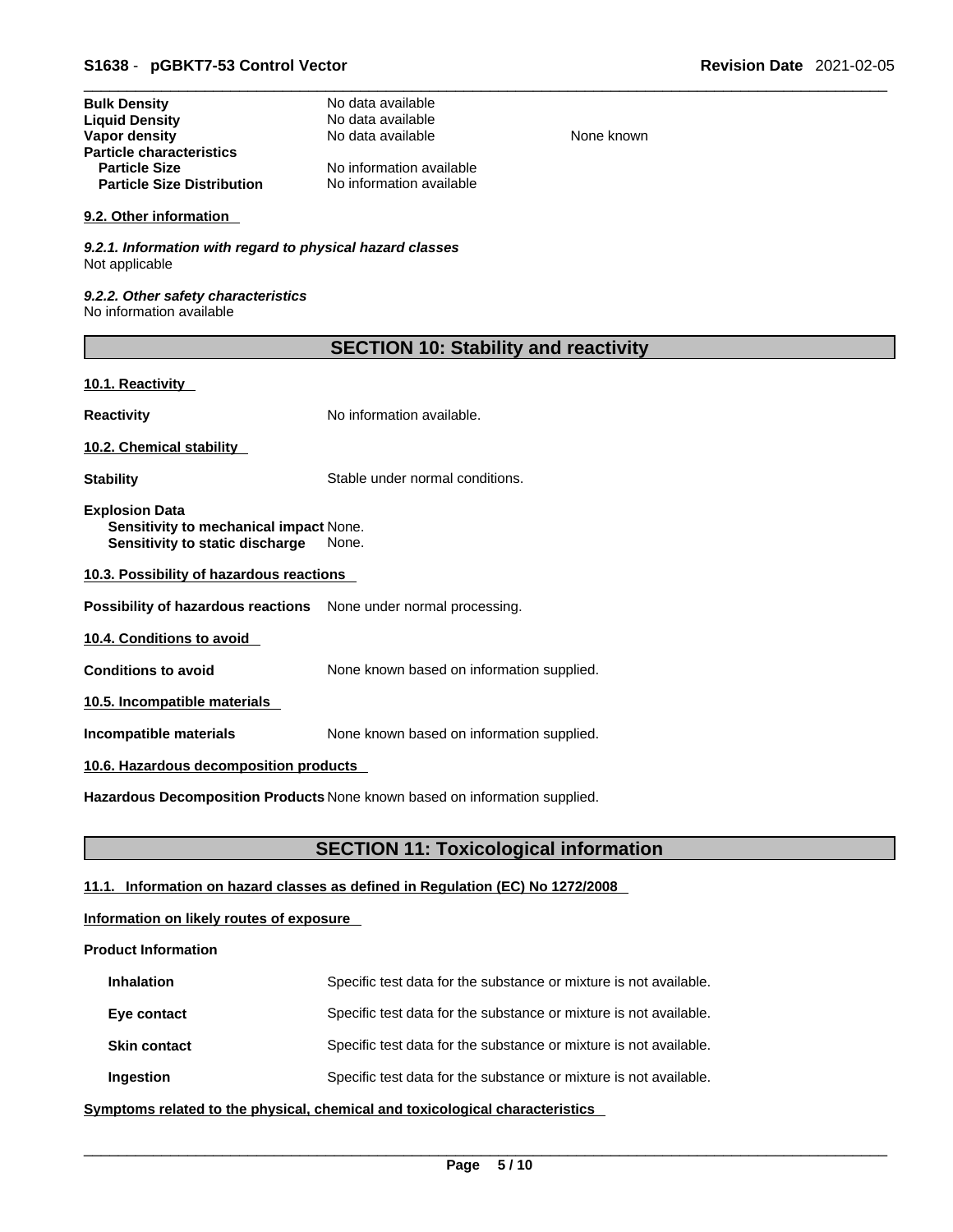| | | |
|---|---|---|
| **Bulk Density** | No data available | |
| **Liquid Density** | No data available | |
| **Vapor density** | No data available | None known |
| **Particle characteristics** | | |
| **Particle Size** | No information available | |
| **Particle Size Distribution** | No information available | |

### 9.2. Other information

*9.2.1. Information with regard to physical hazard classes*
Not applicable

*9.2.2. Other safety characteristics*
No information available

## SECTION 10: Stability and reactivity

### 10.1. Reactivity

**Reactivity** No information available.

### 10.2. Chemical stability

**Stability** Stable under normal conditions.

**Explosion Data**
**Sensitivity to mechanical impact** None.
**Sensitivity to static discharge** None.

### 10.3. Possibility of hazardous reactions

**Possibility of hazardous reactions** None under normal processing.

### 10.4. Conditions to avoid

**Conditions to avoid** None known based on information supplied.

### 10.5. Incompatible materials

**Incompatible materials** None known based on information supplied.

### 10.6. Hazardous decomposition products

**Hazardous Decomposition Products** None known based on information supplied.

## SECTION 11: Toxicological information

### 11.1. Information on hazard classes as defined in Regulation (EC) No 1272/2008

**Information on likely routes of exposure**

**Product Information**

| | |
|---|---|
| **Inhalation** | Specific test data for the substance or mixture is not available. |
| **Eye contact** | Specific test data for the substance or mixture is not available. |
| **Skin contact** | Specific test data for the substance or mixture is not available. |
| **Ingestion** | Specific test data for the substance or mixture is not available. |

**Symptoms related to the physical, chemical and toxicological characteristics**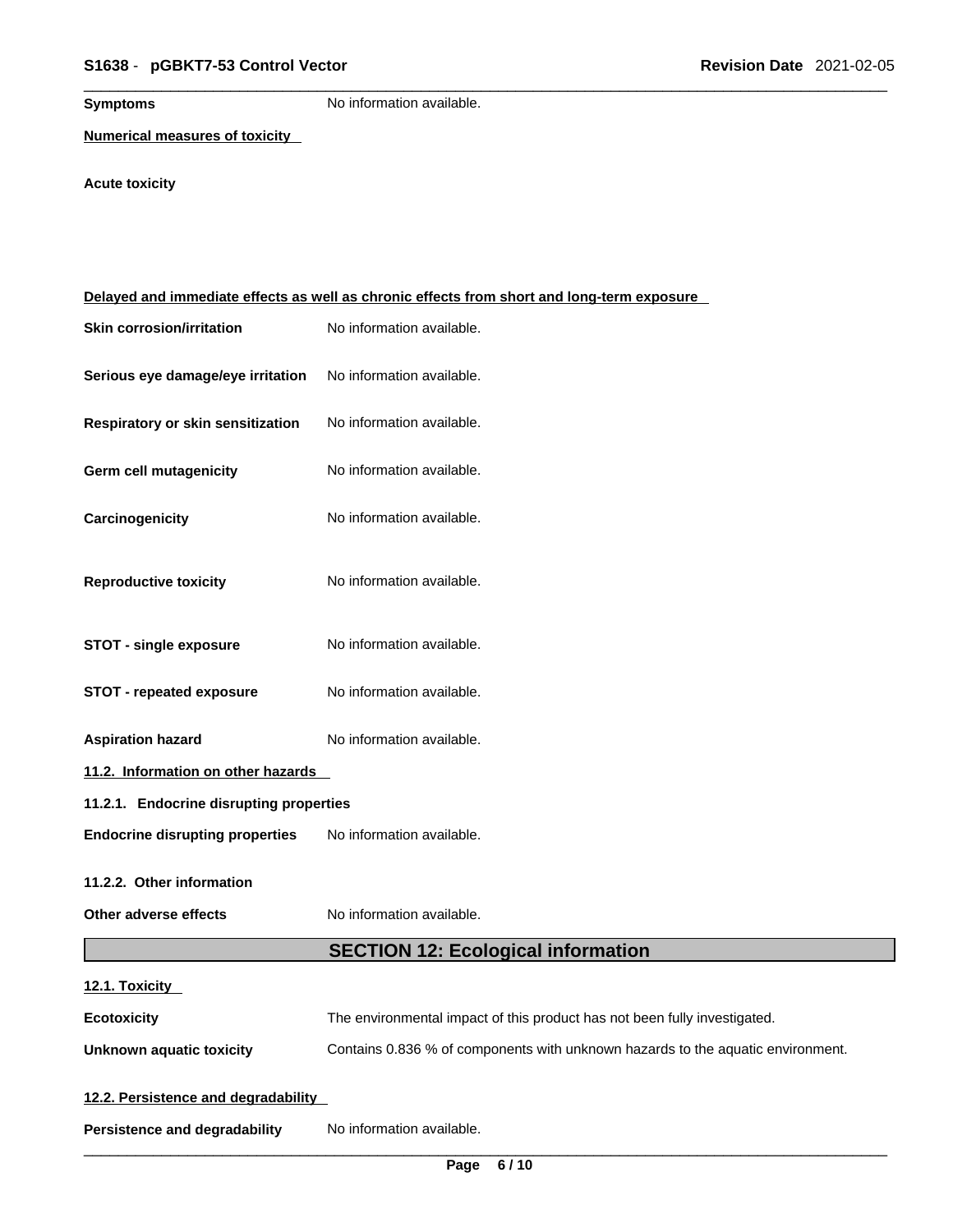**Symptoms** No information available.

**Numerical measures of toxicity**

**Acute toxicity**

**Delayed and immediate effects as well as chronic effects from short and long-term exposure**

| | |
|---|---|
| **Skin corrosion/irritation** | No information available. |
| **Serious eye damage/eye irritation** | No information available. |
| **Respiratory or skin sensitization** | No information available. |
| **Germ cell mutagenicity** | No information available. |
| **Carcinogenicity** | No information available. |
| **Reproductive toxicity** | No information available. |
| **STOT - single exposure** | No information available. |
| **STOT - repeated exposure** | No information available. |
| **Aspiration hazard** | No information available. |

**11.2. Information on other hazards**

**11.2.1. Endocrine disrupting properties**

**Endocrine disrupting properties** No information available.

**11.2.2. Other information**

**Other adverse effects** No information available.

## SECTION 12: Ecological information

**12.1. Toxicity**

**Ecotoxicity** The environmental impact of this product has not been fully investigated.

**Unknown aquatic toxicity** Contains 0.836 % of components with unknown hazards to the aquatic environment.

**12.2. Persistence and degradability**

**Persistence and degradability** No information available.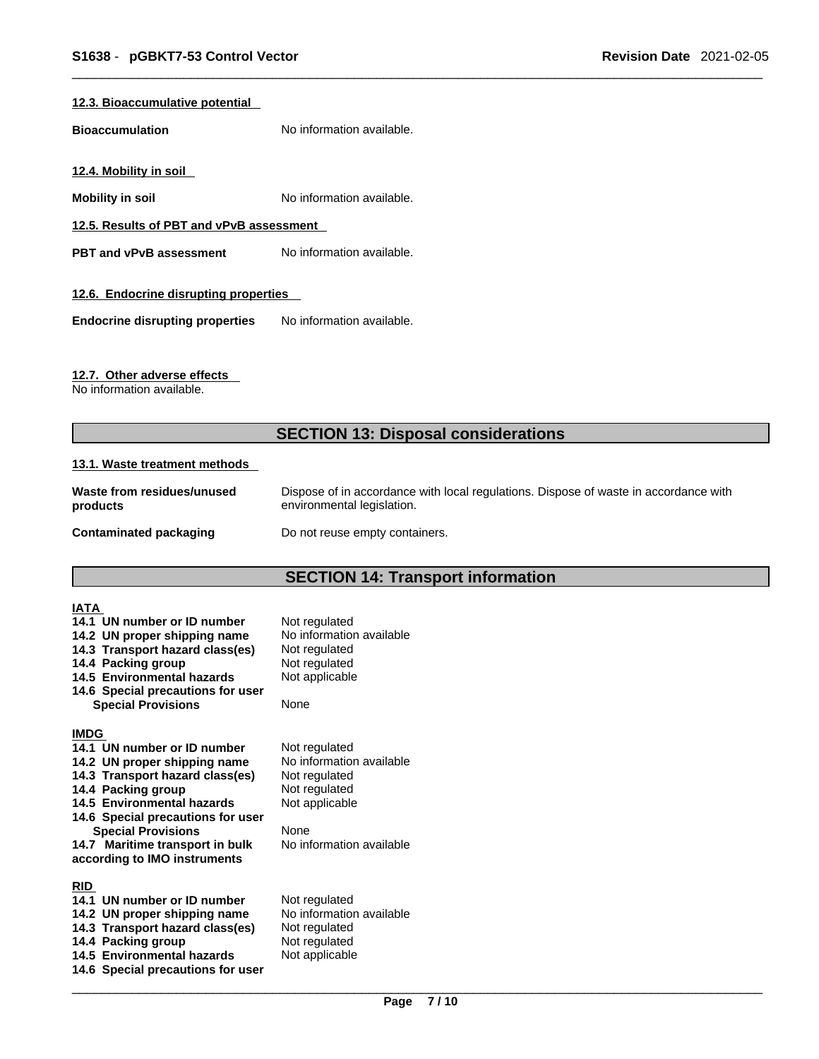### 12.3. Bioaccumulative potential

**Bioaccumulation** No information available.

### 12.4. Mobility in soil

**Mobility in soil** No information available.

### 12.5. Results of PBT and vPvB assessment

**PBT and vPvB assessment** No information available.

### 12.6. Endocrine disrupting properties

**Endocrine disrupting properties** No information available.

### 12.7. Other adverse effects

No information available.

## SECTION 13: Disposal considerations

### 13.1. Waste treatment methods

**Waste from residues/unused products** Dispose of in accordance with local regulations. Dispose of waste in accordance with environmental legislation.

**Contaminated packaging** Do not reuse empty containers.

## SECTION 14: Transport information

**IATA**

| | |
|---|---|
| **14.1 UN number or ID number** | Not regulated |
| **14.2 UN proper shipping name** | No information available |
| **14.3 Transport hazard class(es)** | Not regulated |
| **14.4 Packing group** | Not regulated |
| **14.5 Environmental hazards** | Not applicable |
| **14.6 Special precautions for user** | |
| **Special Provisions** | None |

**IMDG**

| | |
|---|---|
| **14.1 UN number or ID number** | Not regulated |
| **14.2 UN proper shipping name** | No information available |
| **14.3 Transport hazard class(es)** | Not regulated |
| **14.4 Packing group** | Not regulated |
| **14.5 Environmental hazards** | Not applicable |
| **14.6 Special precautions for user** | |
| **Special Provisions** | None |
| **14.7 Maritime transport in bulk according to IMO instruments** | No information available |

**RID**

| | |
|---|---|
| **14.1 UN number or ID number** | Not regulated |
| **14.2 UN proper shipping name** | No information available |
| **14.3 Transport hazard class(es)** | Not regulated |
| **14.4 Packing group** | Not regulated |
| **14.5 Environmental hazards** | Not applicable |
| **14.6 Special precautions for user** | |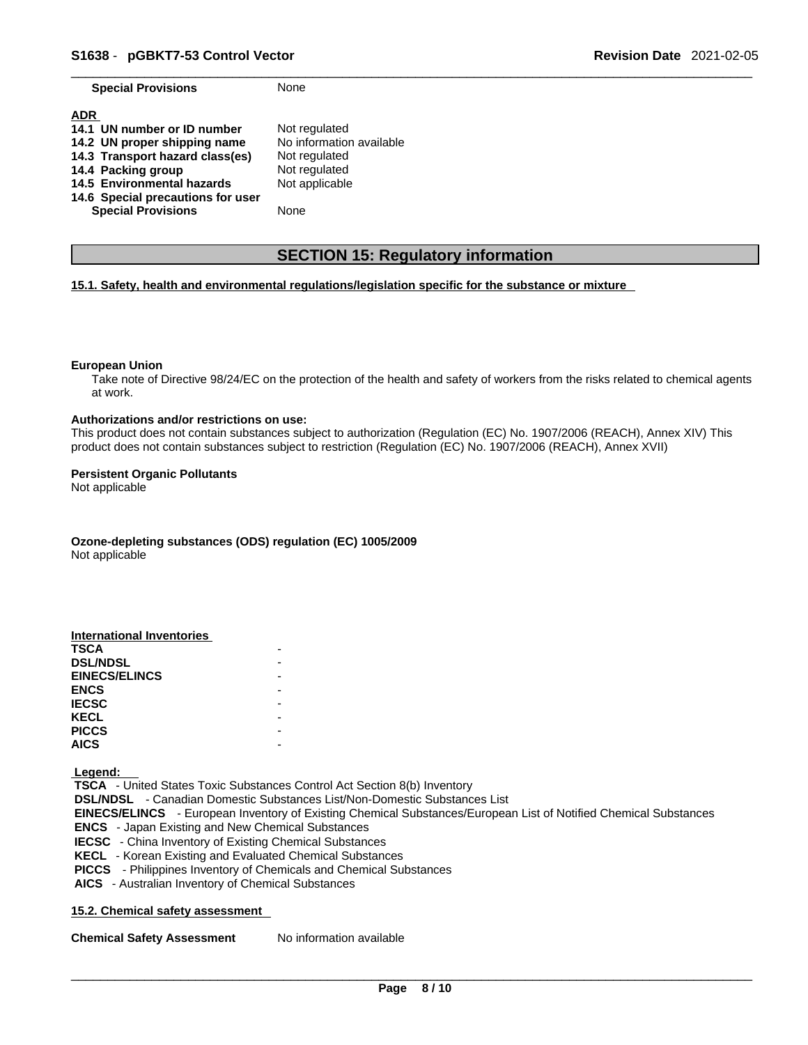| | |
|---|---|
| **Special Provisions** | None |

**ADR**

| | |
|---|---|
| **14.1 UN number or ID number** | Not regulated |
| **14.2 UN proper shipping name** | No information available |
| **14.3 Transport hazard class(es)** | Not regulated |
| **14.4 Packing group** | Not regulated |
| **14.5 Environmental hazards** | Not applicable |
| **14.6 Special precautions for user** | |
| **Special Provisions** | None |

## SECTION 15: Regulatory information

**15.1. Safety, health and environmental regulations/legislation specific for the substance or mixture**

**European Union**

Take note of Directive 98/24/EC on the protection of the health and safety of workers from the risks related to chemical agents at work.

**Authorizations and/or restrictions on use:**

This product does not contain substances subject to authorization (Regulation (EC) No. 1907/2006 (REACH), Annex XIV) This product does not contain substances subject to restriction (Regulation (EC) No. 1907/2006 (REACH), Annex XVII)

**Persistent Organic Pollutants**

Not applicable

**Ozone-depleting substances (ODS) regulation (EC) 1005/2009**

Not applicable

**International Inventories**

| | |
|---|---|
| **TSCA** | - |
| **DSL/NDSL** | - |
| **EINECS/ELINCS** | - |
| **ENCS** | - |
| **IECSC** | - |
| **KECL** | - |
| **PICCS** | - |
| **AICS** | - |

**Legend:**

**TSCA** - United States Toxic Substances Control Act Section 8(b) Inventory
**DSL/NDSL** - Canadian Domestic Substances List/Non-Domestic Substances List
**EINECS/ELINCS** - European Inventory of Existing Chemical Substances/European List of Notified Chemical Substances
**ENCS** - Japan Existing and New Chemical Substances
**IECSC** - China Inventory of Existing Chemical Substances
**KECL** - Korean Existing and Evaluated Chemical Substances
**PICCS** - Philippines Inventory of Chemicals and Chemical Substances
**AICS** - Australian Inventory of Chemical Substances

**15.2. Chemical safety assessment**

| | |
|---|---|
| **Chemical Safety Assessment** | No information available |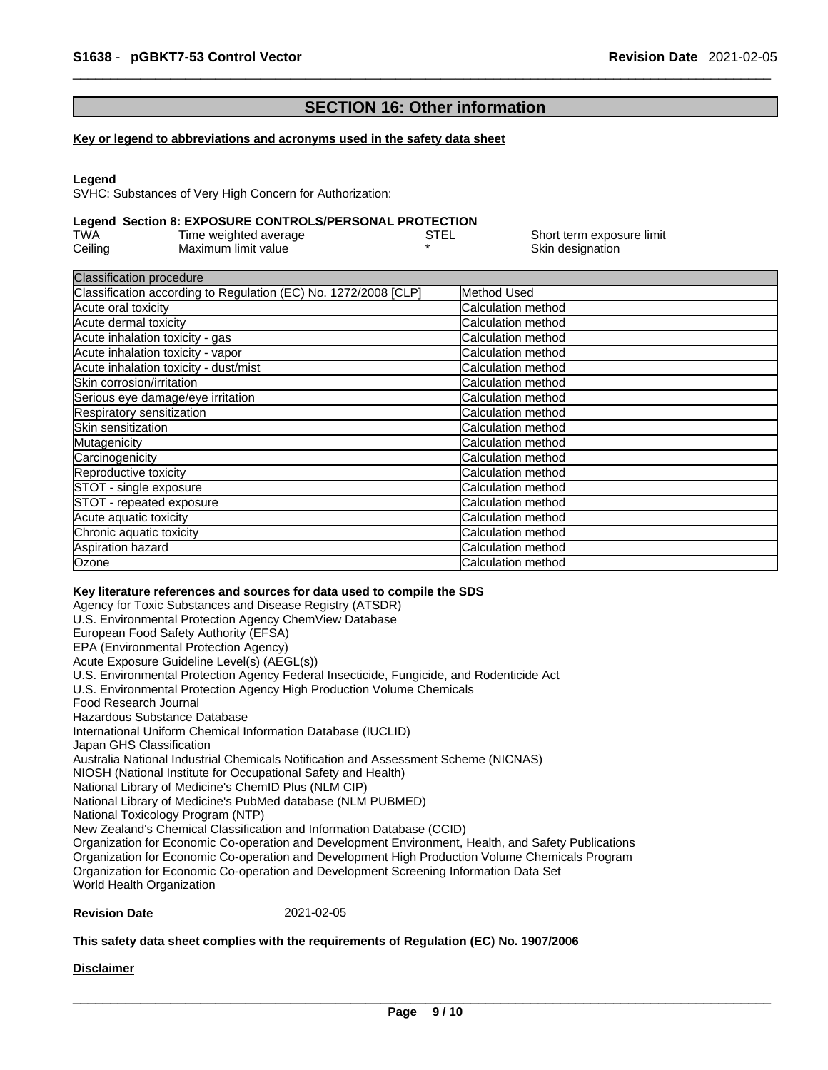## SECTION 16: Other information

**Key or legend to abbreviations and acronyms used in the safety data sheet**

**Legend**
SVHC: Substances of Very High Concern for Authorization:

**Legend Section 8: EXPOSURE CONTROLS/PERSONAL PROTECTION**

| | | | |
|---|---|---|---|
| TWA | Time weighted average | STEL | Short term exposure limit |
| Ceiling | Maximum limit value | * | Skin designation |

| Classification procedure | |
|---|---|
| Classification according to Regulation (EC) No. 1272/2008 [CLP] | Method Used |
| Acute oral toxicity | Calculation method |
| Acute dermal toxicity | Calculation method |
| Acute inhalation toxicity - gas | Calculation method |
| Acute inhalation toxicity - vapor | Calculation method |
| Acute inhalation toxicity - dust/mist | Calculation method |
| Skin corrosion/irritation | Calculation method |
| Serious eye damage/eye irritation | Calculation method |
| Respiratory sensitization | Calculation method |
| Skin sensitization | Calculation method |
| Mutagenicity | Calculation method |
| Carcinogenicity | Calculation method |
| Reproductive toxicity | Calculation method |
| STOT - single exposure | Calculation method |
| STOT - repeated exposure | Calculation method |
| Acute aquatic toxicity | Calculation method |
| Chronic aquatic toxicity | Calculation method |
| Aspiration hazard | Calculation method |
| Ozone | Calculation method |

**Key literature references and sources for data used to compile the SDS**
Agency for Toxic Substances and Disease Registry (ATSDR)
U.S. Environmental Protection Agency ChemView Database
European Food Safety Authority (EFSA)
EPA (Environmental Protection Agency)
Acute Exposure Guideline Level(s) (AEGL(s))
U.S. Environmental Protection Agency Federal Insecticide, Fungicide, and Rodenticide Act
U.S. Environmental Protection Agency High Production Volume Chemicals
Food Research Journal
Hazardous Substance Database
International Uniform Chemical Information Database (IUCLID)
Japan GHS Classification
Australia National Industrial Chemicals Notification and Assessment Scheme (NICNAS)
NIOSH (National Institute for Occupational Safety and Health)
National Library of Medicine's ChemID Plus (NLM CIP)
National Library of Medicine's PubMed database (NLM PUBMED)
National Toxicology Program (NTP)
New Zealand's Chemical Classification and Information Database (CCID)
Organization for Economic Co-operation and Development Environment, Health, and Safety Publications
Organization for Economic Co-operation and Development High Production Volume Chemicals Program
Organization for Economic Co-operation and Development Screening Information Data Set
World Health Organization

**Revision Date** 2021-02-05

**This safety data sheet complies with the requirements of Regulation (EC) No. 1907/2006**

**Disclaimer**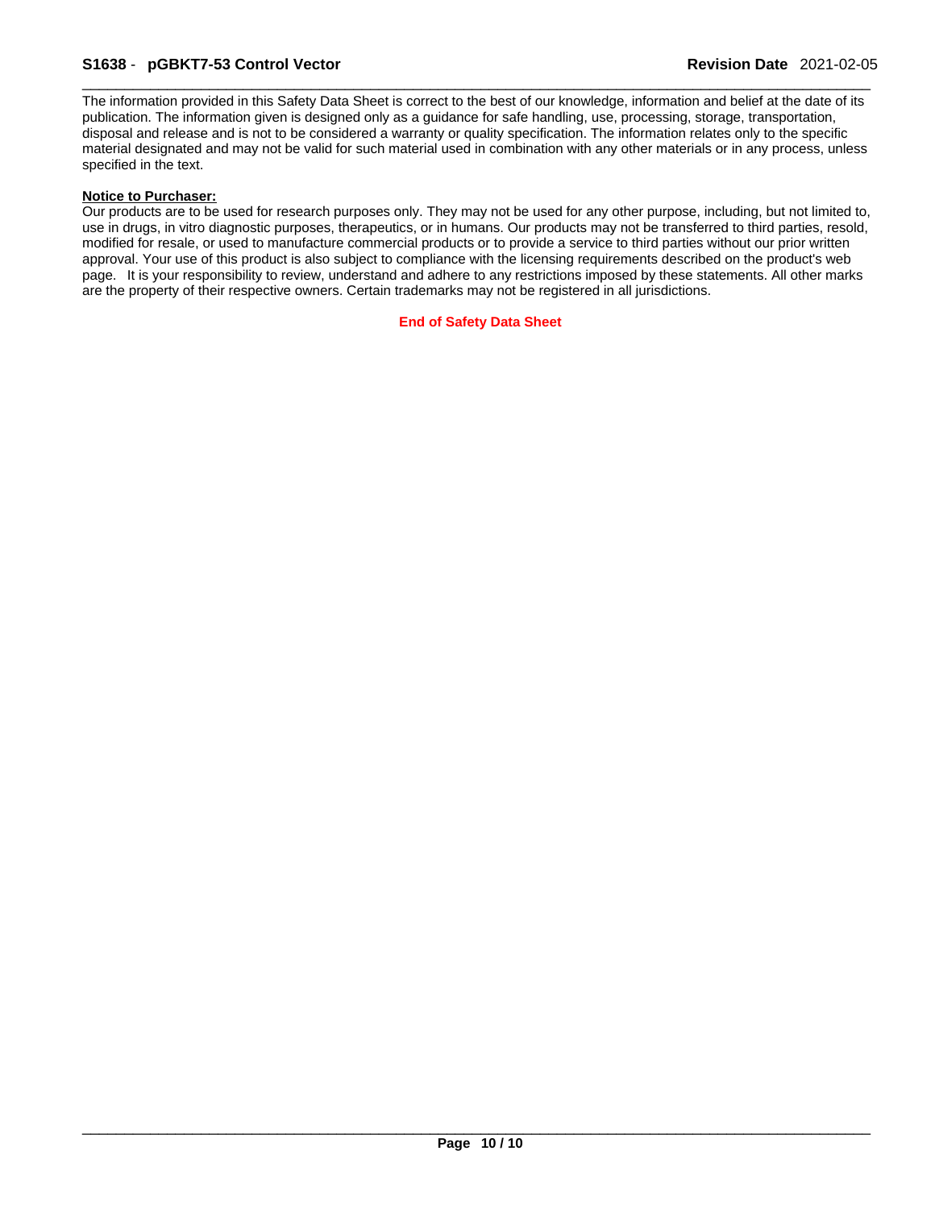The information provided in this Safety Data Sheet is correct to the best of our knowledge, information and belief at the date of its publication. The information given is designed only as a guidance for safe handling, use, processing, storage, transportation, disposal and release and is not to be considered a warranty or quality specification. The information relates only to the specific material designated and may not be valid for such material used in combination with any other materials or in any process, unless specified in the text.

**Notice to Purchaser:**

Our products are to be used for research purposes only. They may not be used for any other purpose, including, but not limited to, use in drugs, in vitro diagnostic purposes, therapeutics, or in humans. Our products may not be transferred to third parties, resold, modified for resale, or used to manufacture commercial products or to provide a service to third parties without our prior written approval. Your use of this product is also subject to compliance with the licensing requirements described on the product's web page. It is your responsibility to review, understand and adhere to any restrictions imposed by these statements. All other marks are the property of their respective owners. Certain trademarks may not be registered in all jurisdictions.

**End of Safety Data Sheet**